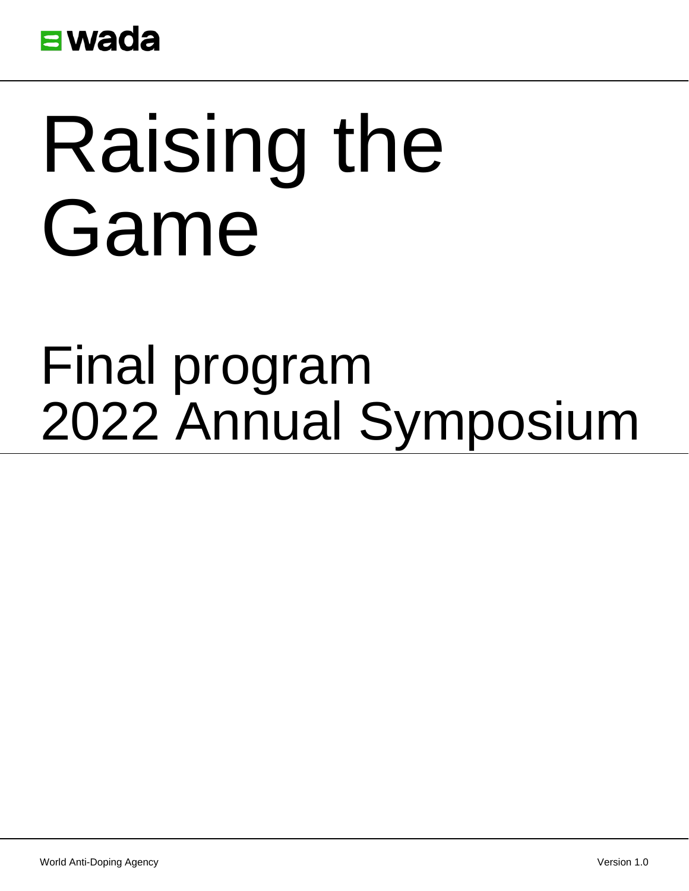wada

# Raising the Game

## Final program 2022 Annual Symposium

World Anti-Doping Agency

Version 1.0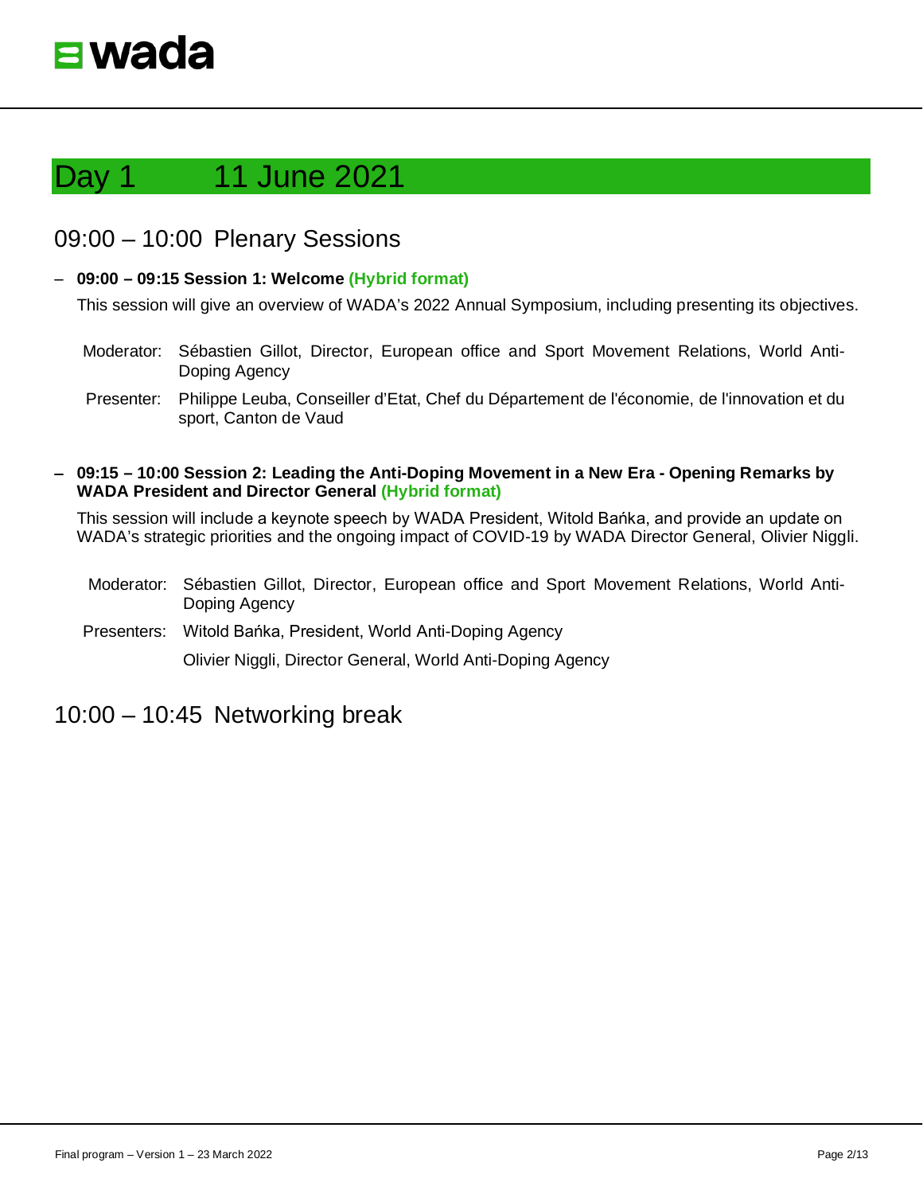# Day 1 11 June 2021

## 09:00 – 10:00 Plenary Sessions

– **09:00 – 09:15 Session 1: Welcome (Hybrid format)**

This session will give an overview of WADA's 2022 Annual Symposium, including presenting its objectives.

Moderator: Sébastien Gillot, Director, European office and Sport Movement Relations, World Anti-Doping Agency

Presenter: Philippe Leuba, Conseiller d'Etat, Chef du Département de l'économie, de l'innovation et du sport, Canton de Vaud

– **09:15 – 10:00 Session 2: Leading the Anti-Doping Movement in a New Era - Opening Remarks by WADA President and Director General (Hybrid format)**

This session will include a keynote speech by WADA President, Witold Bańka, and provide an update on WADA's strategic priorities and the ongoing impact of COVID-19 by WADA Director General, Olivier Niggli.

Moderator: Sébastien Gillot, Director, European office and Sport Movement Relations, World Anti-Doping Agency

Presenters: Witold Bańka, President, World Anti-Doping Agency

Olivier Niggli, Director General, World Anti-Doping Agency

## 10:00 – 10:45 Networking break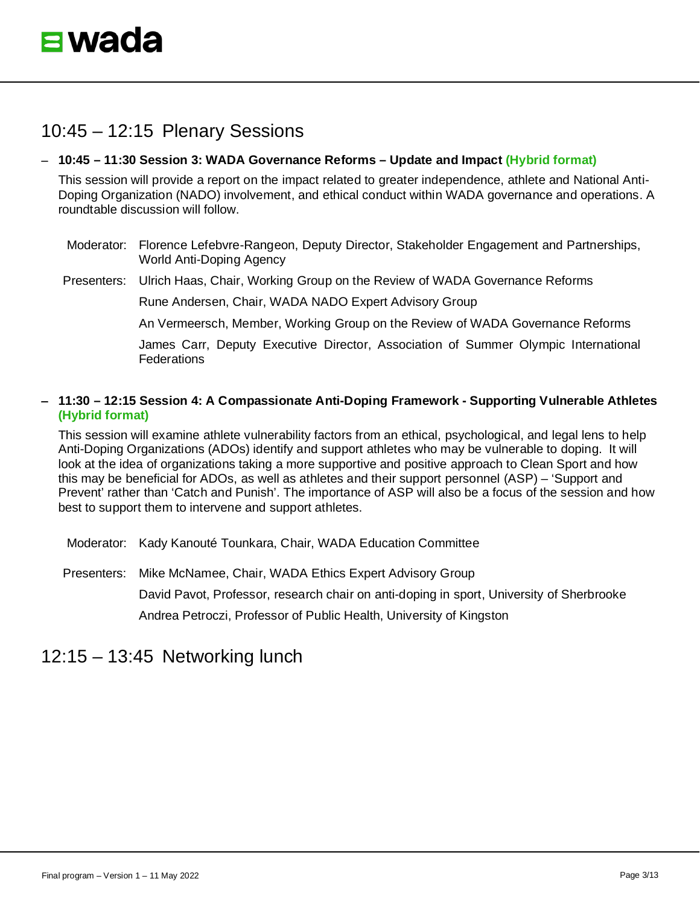## 10:45 – 12:15 Plenary Sessions

- **10:45 – 11:30 Session 3: WADA Governance Reforms – Update and Impact (Hybrid format)**

  This session will provide a report on the impact related to greater independence, athlete and National Anti-Doping Organization (NADO) involvement, and ethical conduct within WADA governance and operations. A roundtable discussion will follow.

  Moderator: Florence Lefebvre-Rangeon, Deputy Director, Stakeholder Engagement and Partnerships, World Anti-Doping Agency

  Presenters: Ulrich Haas, Chair, Working Group on the Review of WADA Governance Reforms

  Rune Andersen, Chair, WADA NADO Expert Advisory Group

  An Vermeersch, Member, Working Group on the Review of WADA Governance Reforms

  James Carr, Deputy Executive Director, Association of Summer Olympic International Federations

- **11:30 – 12:15 Session 4: A Compassionate Anti-Doping Framework - Supporting Vulnerable Athletes (Hybrid format)**

  This session will examine athlete vulnerability factors from an ethical, psychological, and legal lens to help Anti-Doping Organizations (ADOs) identify and support athletes who may be vulnerable to doping. It will look at the idea of organizations taking a more supportive and positive approach to Clean Sport and how this may be beneficial for ADOs, as well as athletes and their support personnel (ASP) – 'Support and Prevent' rather than 'Catch and Punish'. The importance of ASP will also be a focus of the session and how best to support them to intervene and support athletes.

  Moderator: Kady Kanouté Tounkara, Chair, WADA Education Committee

  Presenters: Mike McNamee, Chair, WADA Ethics Expert Advisory Group

  David Pavot, Professor, research chair on anti-doping in sport, University of Sherbrooke

  Andrea Petroczi, Professor of Public Health, University of Kingston

## 12:15 – 13:45 Networking lunch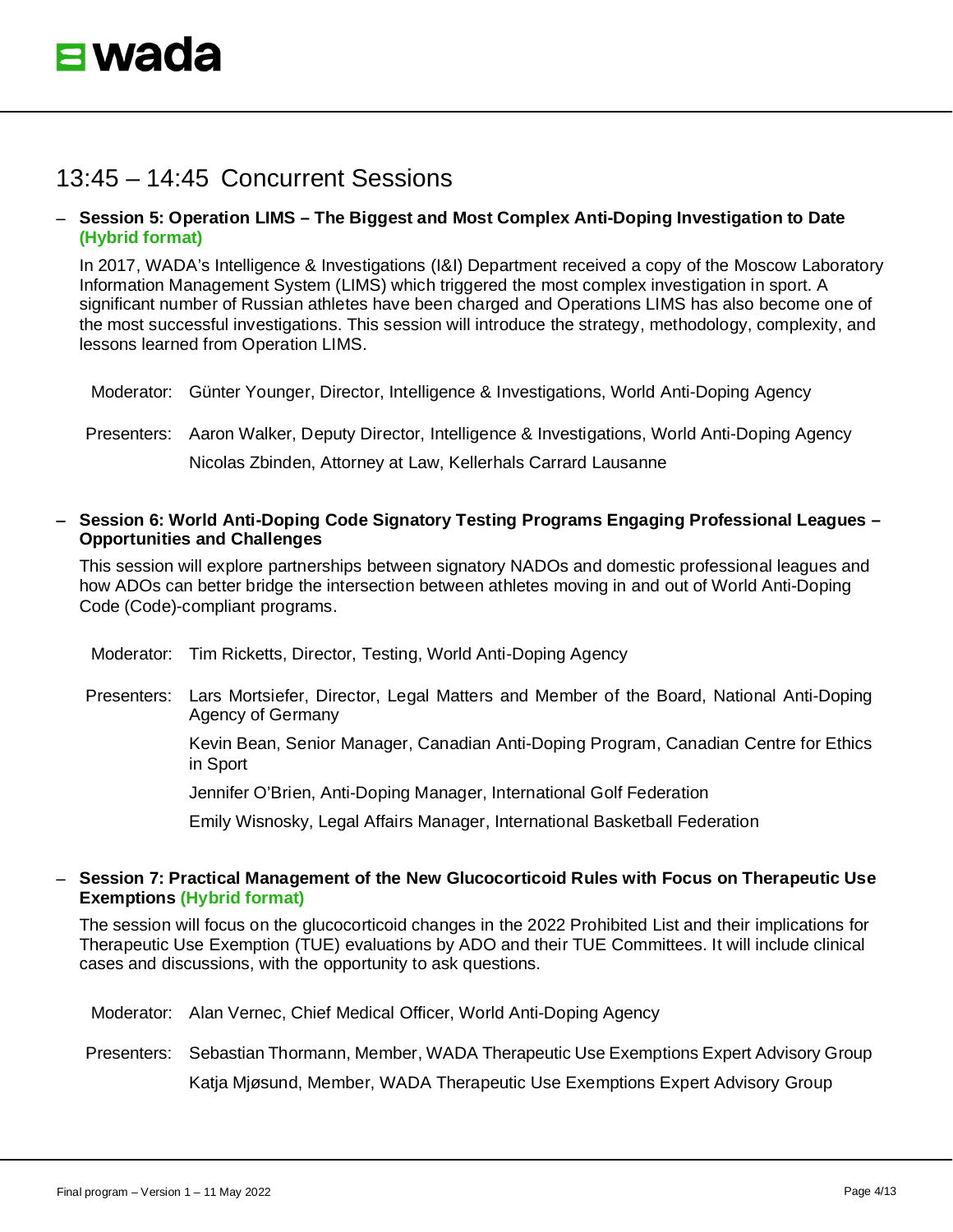## 13:45 – 14:45 Concurrent Sessions

– **Session 5: Operation LIMS – The Biggest and Most Complex Anti-Doping Investigation to Date (Hybrid format)**

In 2017, WADA's Intelligence & Investigations (I&I) Department received a copy of the Moscow Laboratory Information Management System (LIMS) which triggered the most complex investigation in sport. A significant number of Russian athletes have been charged and Operations LIMS has also become one of the most successful investigations. This session will introduce the strategy, methodology, complexity, and lessons learned from Operation LIMS.

Moderator: Günter Younger, Director, Intelligence & Investigations, World Anti-Doping Agency

Presenters: Aaron Walker, Deputy Director, Intelligence & Investigations, World Anti-Doping Agency

Nicolas Zbinden, Attorney at Law, Kellerhals Carrard Lausanne

– **Session 6: World Anti-Doping Code Signatory Testing Programs Engaging Professional Leagues – Opportunities and Challenges**

This session will explore partnerships between signatory NADOs and domestic professional leagues and how ADOs can better bridge the intersection between athletes moving in and out of World Anti-Doping Code (Code)-compliant programs.

Moderator: Tim Ricketts, Director, Testing, World Anti-Doping Agency

Presenters: Lars Mortsiefer, Director, Legal Matters and Member of the Board, National Anti-Doping Agency of Germany

Kevin Bean, Senior Manager, Canadian Anti-Doping Program, Canadian Centre for Ethics in Sport

Jennifer O'Brien, Anti-Doping Manager, International Golf Federation

Emily Wisnosky, Legal Affairs Manager, International Basketball Federation

– **Session 7: Practical Management of the New Glucocorticoid Rules with Focus on Therapeutic Use Exemptions (Hybrid format)**

The session will focus on the glucocorticoid changes in the 2022 Prohibited List and their implications for Therapeutic Use Exemption (TUE) evaluations by ADO and their TUE Committees. It will include clinical cases and discussions, with the opportunity to ask questions.

Moderator: Alan Vernec, Chief Medical Officer, World Anti-Doping Agency

Presenters: Sebastian Thormann, Member, WADA Therapeutic Use Exemptions Expert Advisory Group

Katja Mjøsund, Member, WADA Therapeutic Use Exemptions Expert Advisory Group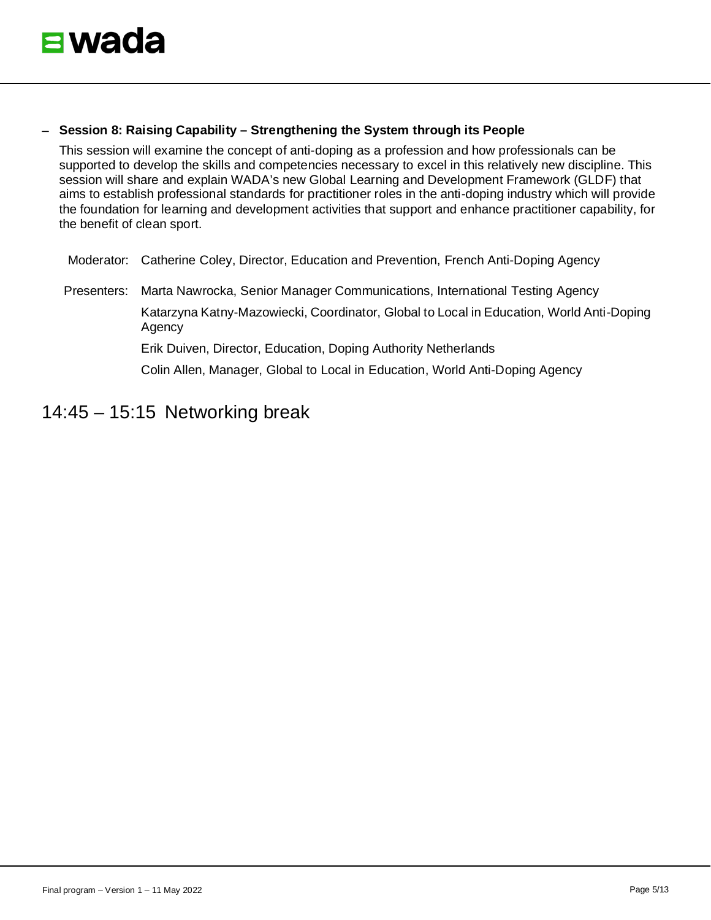– **Session 8: Raising Capability – Strengthening the System through its People**

This session will examine the concept of anti-doping as a profession and how professionals can be supported to develop the skills and competencies necessary to excel in this relatively new discipline. This session will share and explain WADA's new Global Learning and Development Framework (GLDF) that aims to establish professional standards for practitioner roles in the anti-doping industry which will provide the foundation for learning and development activities that support and enhance practitioner capability, for the benefit of clean sport.

Moderator: Catherine Coley, Director, Education and Prevention, French Anti-Doping Agency

Presenters: Marta Nawrocka, Senior Manager Communications, International Testing Agency

Katarzyna Katny-Mazowiecki, Coordinator, Global to Local in Education, World Anti-Doping Agency

Erik Duiven, Director, Education, Doping Authority Netherlands

Colin Allen, Manager, Global to Local in Education, World Anti-Doping Agency

## 14:45 – 15:15 Networking break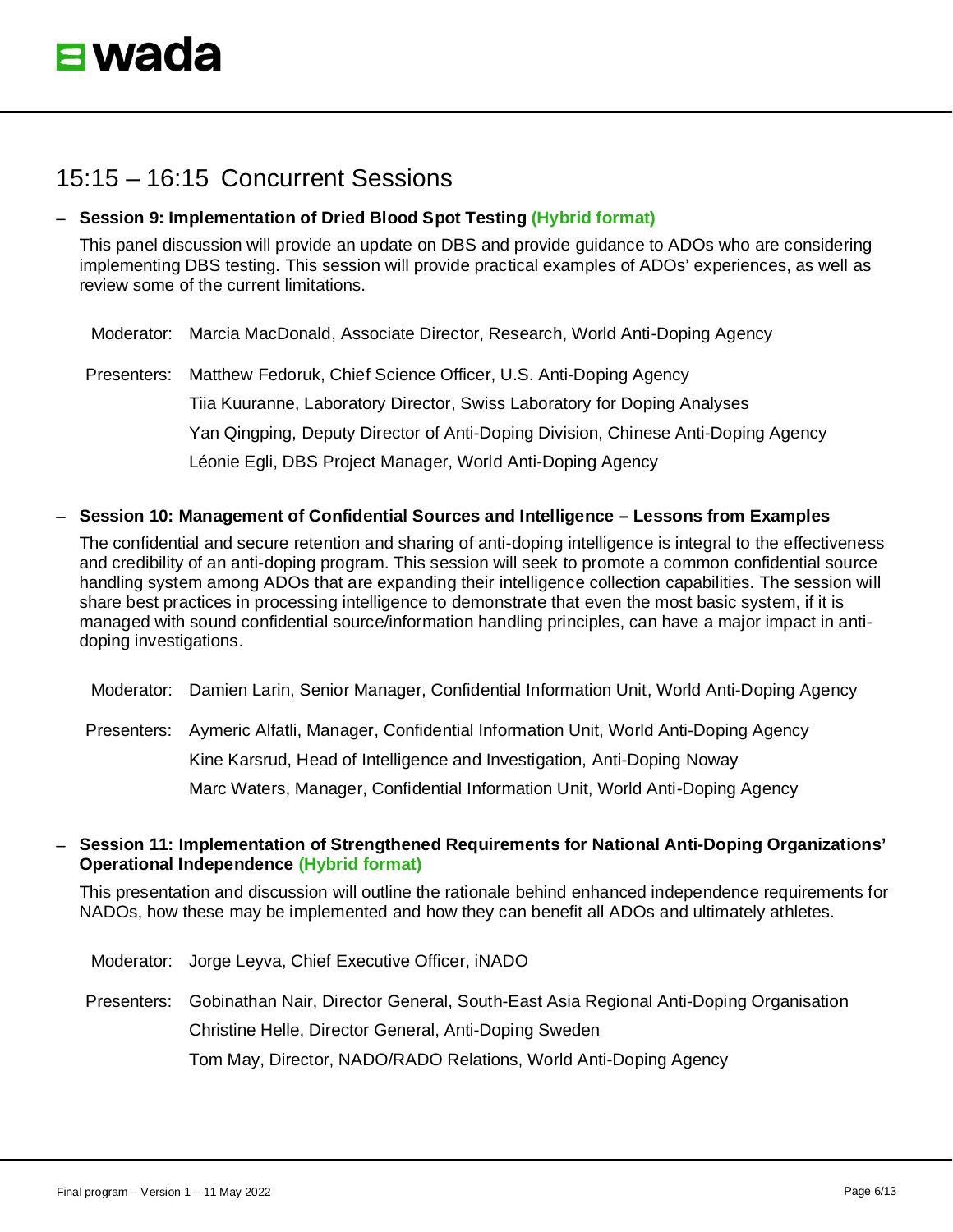## 15:15 – 16:15 Concurrent Sessions

- **Session 9: Implementation of Dried Blood Spot Testing (Hybrid format)**

  This panel discussion will provide an update on DBS and provide guidance to ADOs who are considering implementing DBS testing. This session will provide practical examples of ADOs' experiences, as well as review some of the current limitations.

  Moderator: Marcia MacDonald, Associate Director, Research, World Anti-Doping Agency

  Presenters: Matthew Fedoruk, Chief Science Officer, U.S. Anti-Doping Agency
  Tiia Kuuranne, Laboratory Director, Swiss Laboratory for Doping Analyses
  Yan Qingping, Deputy Director of Anti-Doping Division, Chinese Anti-Doping Agency
  Léonie Egli, DBS Project Manager, World Anti-Doping Agency

- **Session 10: Management of Confidential Sources and Intelligence – Lessons from Examples**

  The confidential and secure retention and sharing of anti-doping intelligence is integral to the effectiveness and credibility of an anti-doping program. This session will seek to promote a common confidential source handling system among ADOs that are expanding their intelligence collection capabilities. The session will share best practices in processing intelligence to demonstrate that even the most basic system, if it is managed with sound confidential source/information handling principles, can have a major impact in anti-doping investigations.

  Moderator: Damien Larin, Senior Manager, Confidential Information Unit, World Anti-Doping Agency

  Presenters: Aymeric Alfatli, Manager, Confidential Information Unit, World Anti-Doping Agency
  Kine Karsrud, Head of Intelligence and Investigation, Anti-Doping Noway
  Marc Waters, Manager, Confidential Information Unit, World Anti-Doping Agency

- **Session 11: Implementation of Strengthened Requirements for National Anti-Doping Organizations' Operational Independence (Hybrid format)**

  This presentation and discussion will outline the rationale behind enhanced independence requirements for NADOs, how these may be implemented and how they can benefit all ADOs and ultimately athletes.

  Moderator: Jorge Leyva, Chief Executive Officer, iNADO

  Presenters: Gobinathan Nair, Director General, South-East Asia Regional Anti-Doping Organisation
  Christine Helle, Director General, Anti-Doping Sweden
  Tom May, Director, NADO/RADO Relations, World Anti-Doping Agency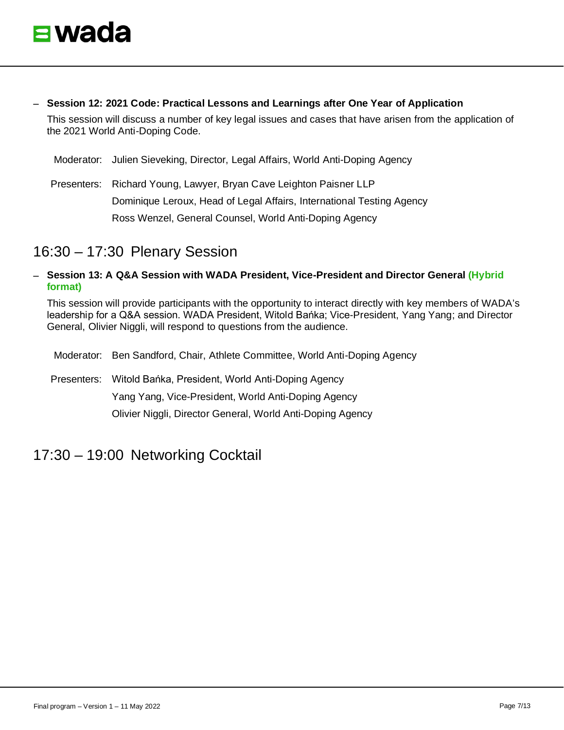- **Session 12: 2021 Code: Practical Lessons and Learnings after One Year of Application**

  This session will discuss a number of key legal issues and cases that have arisen from the application of the 2021 World Anti-Doping Code.

  Moderator: Julien Sieveking, Director, Legal Affairs, World Anti-Doping Agency

  Presenters: Richard Young, Lawyer, Bryan Cave Leighton Paisner LLP
  Dominique Leroux, Head of Legal Affairs, International Testing Agency
  Ross Wenzel, General Counsel, World Anti-Doping Agency

## 16:30 – 17:30 Plenary Session

- **Session 13: A Q&A Session with WADA President, Vice-President and Director General (Hybrid format)**

  This session will provide participants with the opportunity to interact directly with key members of WADA's leadership for a Q&A session. WADA President, Witold Bańka; Vice-President, Yang Yang; and Director General, Olivier Niggli, will respond to questions from the audience.

  Moderator: Ben Sandford, Chair, Athlete Committee, World Anti-Doping Agency

  Presenters: Witold Bańka, President, World Anti-Doping Agency
  Yang Yang, Vice-President, World Anti-Doping Agency
  Olivier Niggli, Director General, World Anti-Doping Agency

## 17:30 – 19:00 Networking Cocktail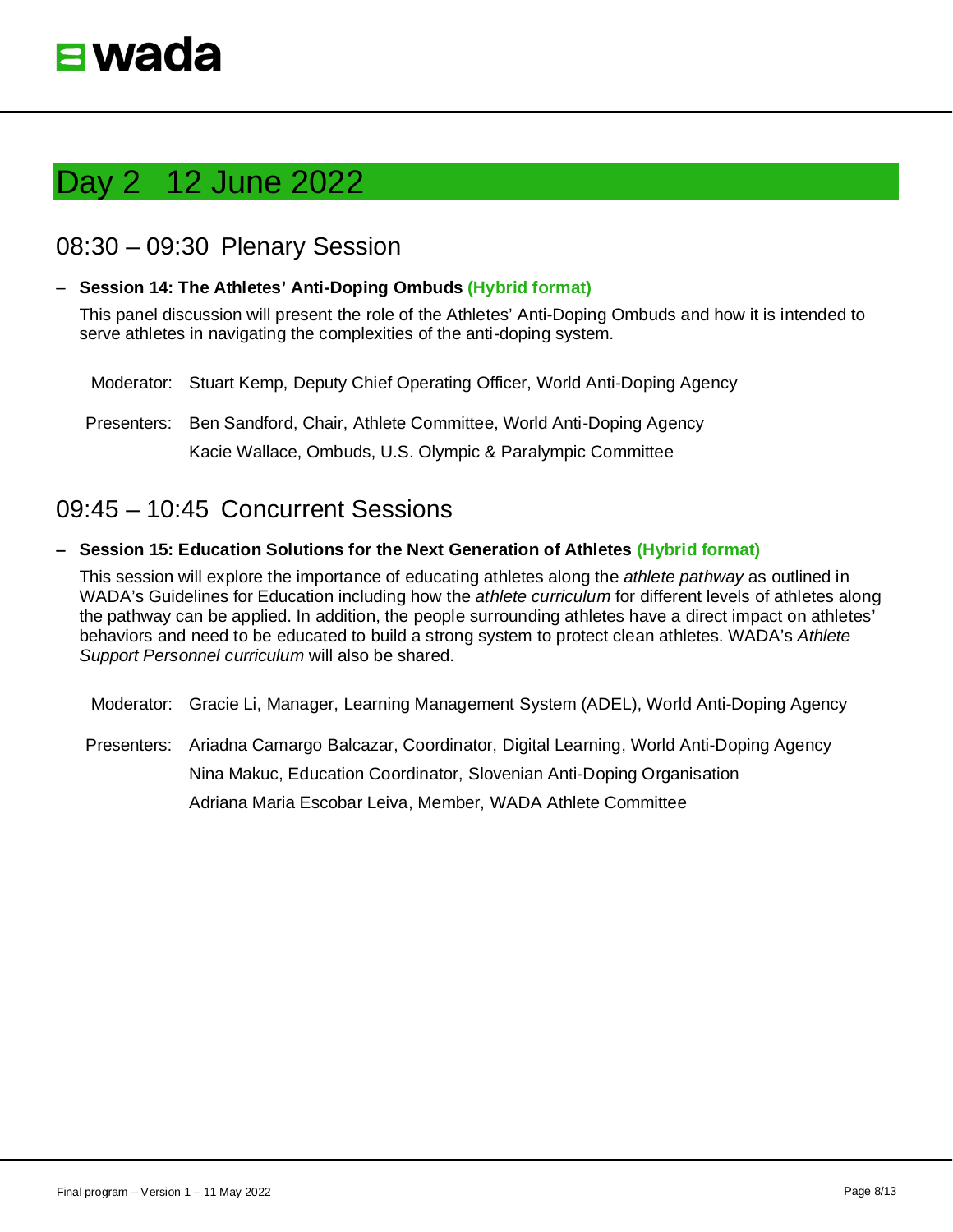# Day 2 12 June 2022

## 08:30 – 09:30 Plenary Session

- **Session 14: The Athletes' Anti-Doping Ombuds (Hybrid format)**

  This panel discussion will present the role of the Athletes' Anti-Doping Ombuds and how it is intended to serve athletes in navigating the complexities of the anti-doping system.

  Moderator: Stuart Kemp, Deputy Chief Operating Officer, World Anti-Doping Agency

  Presenters: Ben Sandford, Chair, Athlete Committee, World Anti-Doping Agency
  Kacie Wallace, Ombuds, U.S. Olympic & Paralympic Committee

## 09:45 – 10:45 Concurrent Sessions

- **Session 15: Education Solutions for the Next Generation of Athletes (Hybrid format)**

  This session will explore the importance of educating athletes along the *athlete pathway* as outlined in WADA's Guidelines for Education including how the *athlete curriculum* for different levels of athletes along the pathway can be applied. In addition, the people surrounding athletes have a direct impact on athletes' behaviors and need to be educated to build a strong system to protect clean athletes. WADA's *Athlete Support Personnel curriculum* will also be shared.

  Moderator: Gracie Li, Manager, Learning Management System (ADEL), World Anti-Doping Agency

  Presenters: Ariadna Camargo Balcazar, Coordinator, Digital Learning, World Anti-Doping Agency
  Nina Makuc, Education Coordinator, Slovenian Anti-Doping Organisation
  Adriana Maria Escobar Leiva, Member, WADA Athlete Committee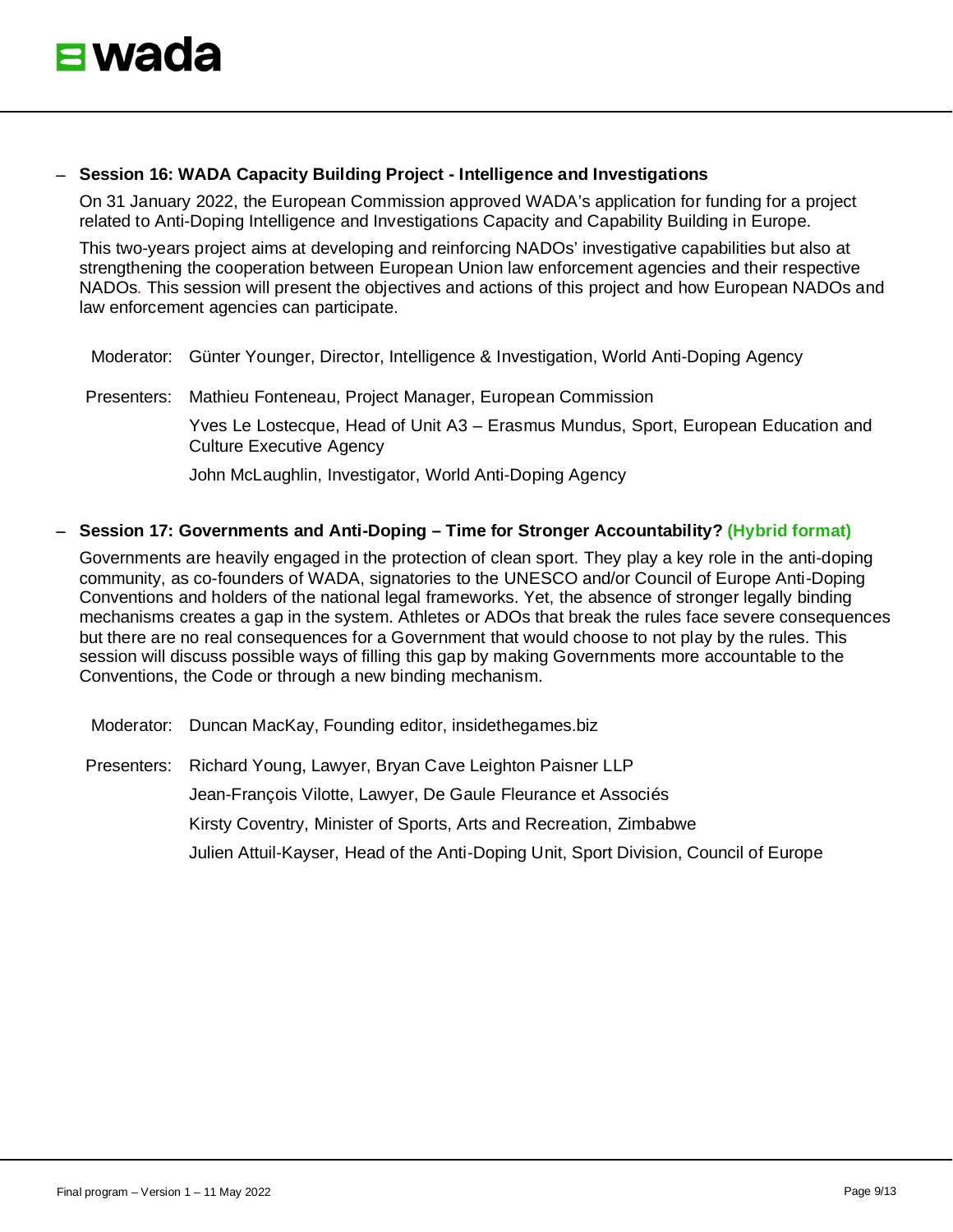- **Session 16: WADA Capacity Building Project - Intelligence and Investigations**

  On 31 January 2022, the European Commission approved WADA's application for funding for a project related to Anti-Doping Intelligence and Investigations Capacity and Capability Building in Europe.

  This two-years project aims at developing and reinforcing NADOs' investigative capabilities but also at strengthening the cooperation between European Union law enforcement agencies and their respective NADOs. This session will present the objectives and actions of this project and how European NADOs and law enforcement agencies can participate.

  Moderator: Günter Younger, Director, Intelligence & Investigation, World Anti-Doping Agency

  Presenters: Mathieu Fonteneau, Project Manager, European Commission

  Yves Le Lostecque, Head of Unit A3 – Erasmus Mundus, Sport, European Education and Culture Executive Agency

  John McLaughlin, Investigator, World Anti-Doping Agency

- **Session 17: Governments and Anti-Doping – Time for Stronger Accountability? (Hybrid format)**

  Governments are heavily engaged in the protection of clean sport. They play a key role in the anti-doping community, as co-founders of WADA, signatories to the UNESCO and/or Council of Europe Anti-Doping Conventions and holders of the national legal frameworks. Yet, the absence of stronger legally binding mechanisms creates a gap in the system. Athletes or ADOs that break the rules face severe consequences but there are no real consequences for a Government that would choose to not play by the rules. This session will discuss possible ways of filling this gap by making Governments more accountable to the Conventions, the Code or through a new binding mechanism.

  Moderator: Duncan MacKay, Founding editor, insidethegames.biz

  Presenters: Richard Young, Lawyer, Bryan Cave Leighton Paisner LLP

  Jean-François Vilotte, Lawyer, De Gaule Fleurance et Associés

  Kirsty Coventry, Minister of Sports, Arts and Recreation, Zimbabwe

  Julien Attuil-Kayser, Head of the Anti-Doping Unit, Sport Division, Council of Europe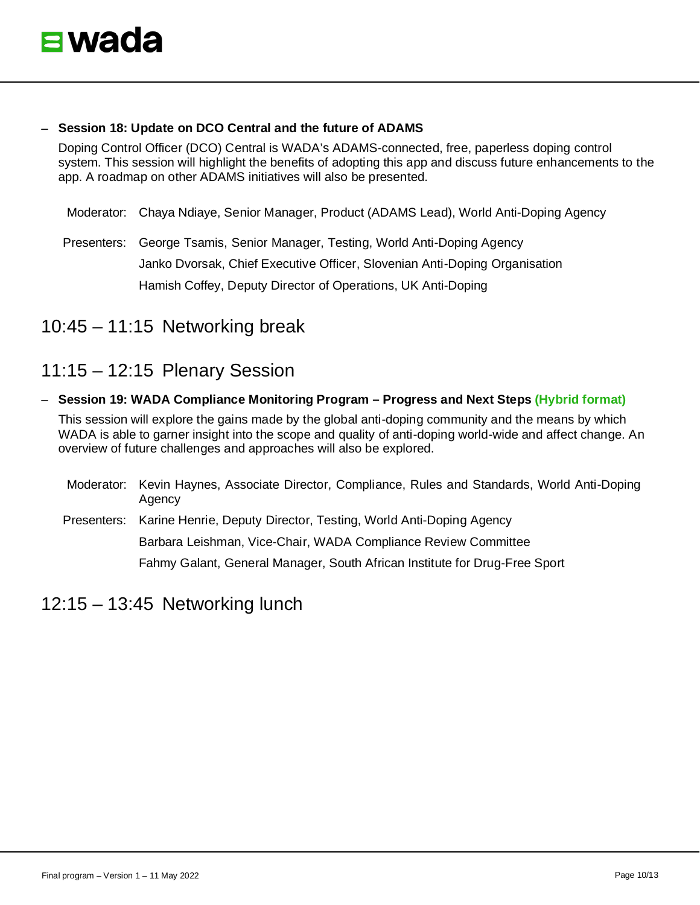- **Session 18: Update on DCO Central and the future of ADAMS**

  Doping Control Officer (DCO) Central is WADA's ADAMS-connected, free, paperless doping control system. This session will highlight the benefits of adopting this app and discuss future enhancements to the app. A roadmap on other ADAMS initiatives will also be presented.

  Moderator: Chaya Ndiaye, Senior Manager, Product (ADAMS Lead), World Anti-Doping Agency

  Presenters: George Tsamis, Senior Manager, Testing, World Anti-Doping Agency
  Janko Dvorsak, Chief Executive Officer, Slovenian Anti-Doping Organisation
  Hamish Coffey, Deputy Director of Operations, UK Anti-Doping

## 10:45 – 11:15 Networking break

## 11:15 – 12:15 Plenary Session

- **Session 19: WADA Compliance Monitoring Program – Progress and Next Steps (Hybrid format)**

  This session will explore the gains made by the global anti-doping community and the means by which WADA is able to garner insight into the scope and quality of anti-doping world-wide and affect change. An overview of future challenges and approaches will also be explored.

  Moderator: Kevin Haynes, Associate Director, Compliance, Rules and Standards, World Anti-Doping Agency

  Presenters: Karine Henrie, Deputy Director, Testing, World Anti-Doping Agency
  Barbara Leishman, Vice-Chair, WADA Compliance Review Committee
  Fahmy Galant, General Manager, South African Institute for Drug-Free Sport

## 12:15 – 13:45 Networking lunch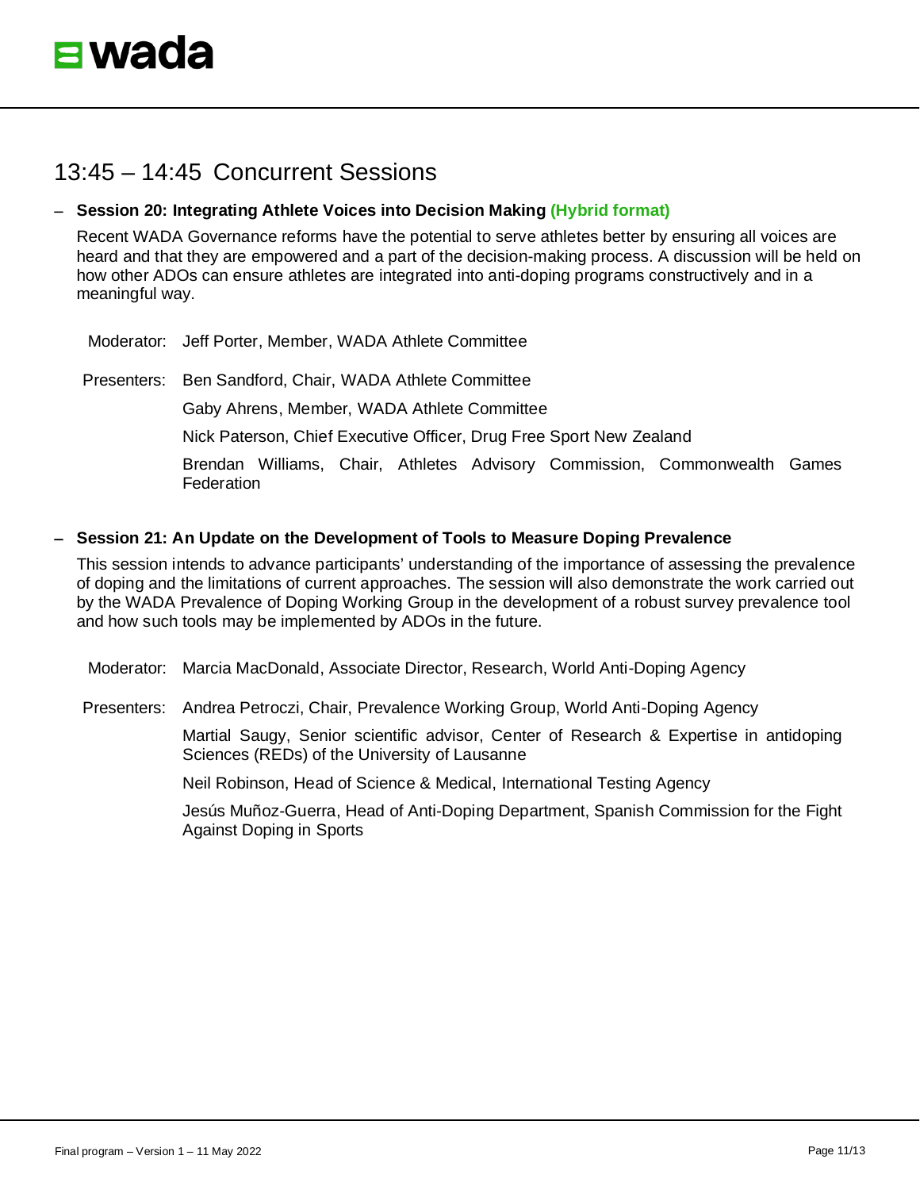## 13:45 – 14:45 Concurrent Sessions

- **Session 20: Integrating Athlete Voices into Decision Making (Hybrid format)**

  Recent WADA Governance reforms have the potential to serve athletes better by ensuring all voices are heard and that they are empowered and a part of the decision-making process. A discussion will be held on how other ADOs can ensure athletes are integrated into anti-doping programs constructively and in a meaningful way.

  Moderator: Jeff Porter, Member, WADA Athlete Committee

  Presenters: Ben Sandford, Chair, WADA Athlete Committee

  Gaby Ahrens, Member, WADA Athlete Committee

  Nick Paterson, Chief Executive Officer, Drug Free Sport New Zealand

  Brendan Williams, Chair, Athletes Advisory Commission, Commonwealth Games Federation

- **Session 21: An Update on the Development of Tools to Measure Doping Prevalence**

  This session intends to advance participants' understanding of the importance of assessing the prevalence of doping and the limitations of current approaches. The session will also demonstrate the work carried out by the WADA Prevalence of Doping Working Group in the development of a robust survey prevalence tool and how such tools may be implemented by ADOs in the future.

  Moderator: Marcia MacDonald, Associate Director, Research, World Anti-Doping Agency

  Presenters: Andrea Petroczi, Chair, Prevalence Working Group, World Anti-Doping Agency

  Martial Saugy, Senior scientific advisor, Center of Research & Expertise in antidoping Sciences (REDs) of the University of Lausanne

  Neil Robinson, Head of Science & Medical, International Testing Agency

  Jesús Muñoz-Guerra, Head of Anti-Doping Department, Spanish Commission for the Fight Against Doping in Sports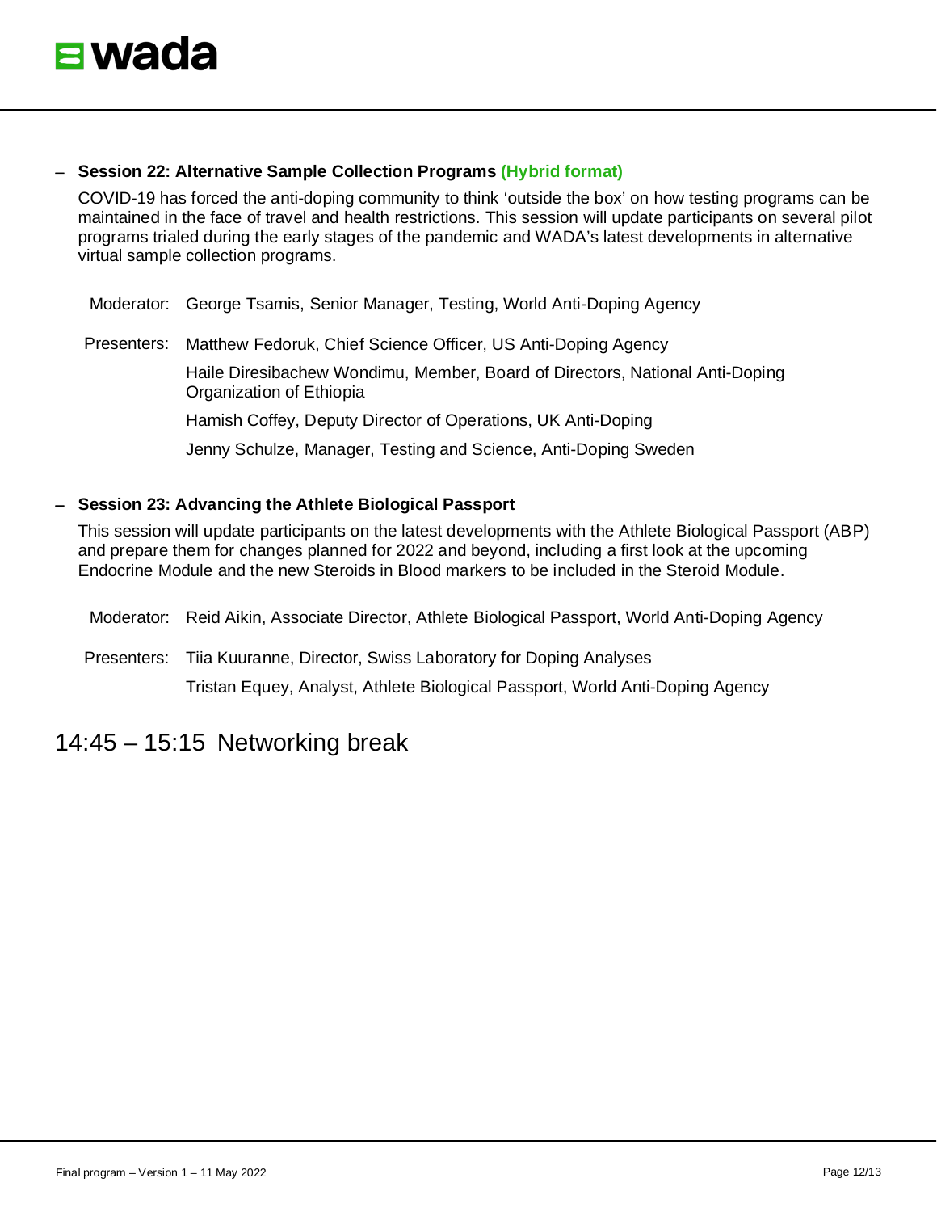- **Session 22: Alternative Sample Collection Programs (Hybrid format)**

  COVID-19 has forced the anti-doping community to think 'outside the box' on how testing programs can be maintained in the face of travel and health restrictions. This session will update participants on several pilot programs trialed during the early stages of the pandemic and WADA's latest developments in alternative virtual sample collection programs.

  Moderator: George Tsamis, Senior Manager, Testing, World Anti-Doping Agency

  Presenters: Matthew Fedoruk, Chief Science Officer, US Anti-Doping Agency

  Haile Diresibachew Wondimu, Member, Board of Directors, National Anti-Doping Organization of Ethiopia

  Hamish Coffey, Deputy Director of Operations, UK Anti-Doping

  Jenny Schulze, Manager, Testing and Science, Anti-Doping Sweden

- **Session 23: Advancing the Athlete Biological Passport**

  This session will update participants on the latest developments with the Athlete Biological Passport (ABP) and prepare them for changes planned for 2022 and beyond, including a first look at the upcoming Endocrine Module and the new Steroids in Blood markers to be included in the Steroid Module.

  Moderator: Reid Aikin, Associate Director, Athlete Biological Passport, World Anti-Doping Agency

  Presenters: Tiia Kuuranne, Director, Swiss Laboratory for Doping Analyses

  Tristan Equey, Analyst, Athlete Biological Passport, World Anti-Doping Agency

## 14:45 – 15:15 Networking break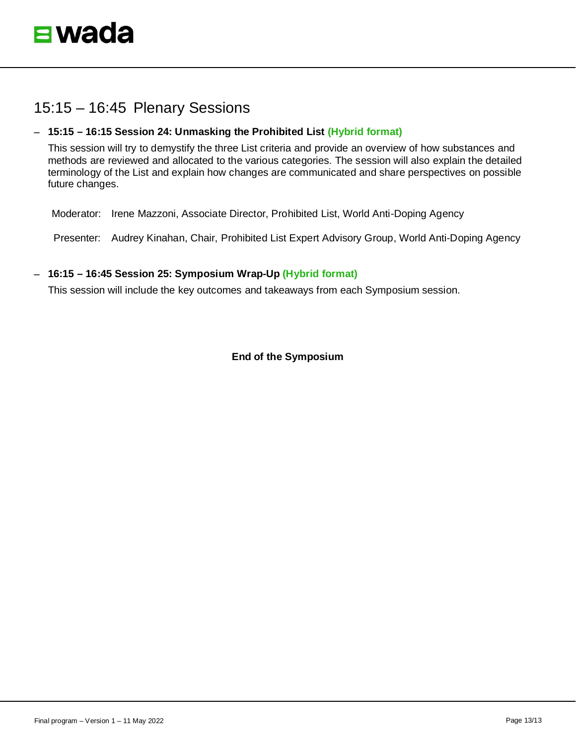## 15:15 – 16:45 Plenary Sessions

- **15:15 – 16:15 Session 24: Unmasking the Prohibited List (Hybrid format)**

  This session will try to demystify the three List criteria and provide an overview of how substances and methods are reviewed and allocated to the various categories. The session will also explain the detailed terminology of the List and explain how changes are communicated and share perspectives on possible future changes.

  Moderator: Irene Mazzoni, Associate Director, Prohibited List, World Anti-Doping Agency

  Presenter: Audrey Kinahan, Chair, Prohibited List Expert Advisory Group, World Anti-Doping Agency

- **16:15 – 16:45 Session 25: Symposium Wrap-Up (Hybrid format)**

  This session will include the key outcomes and takeaways from each Symposium session.

**End of the Symposium**